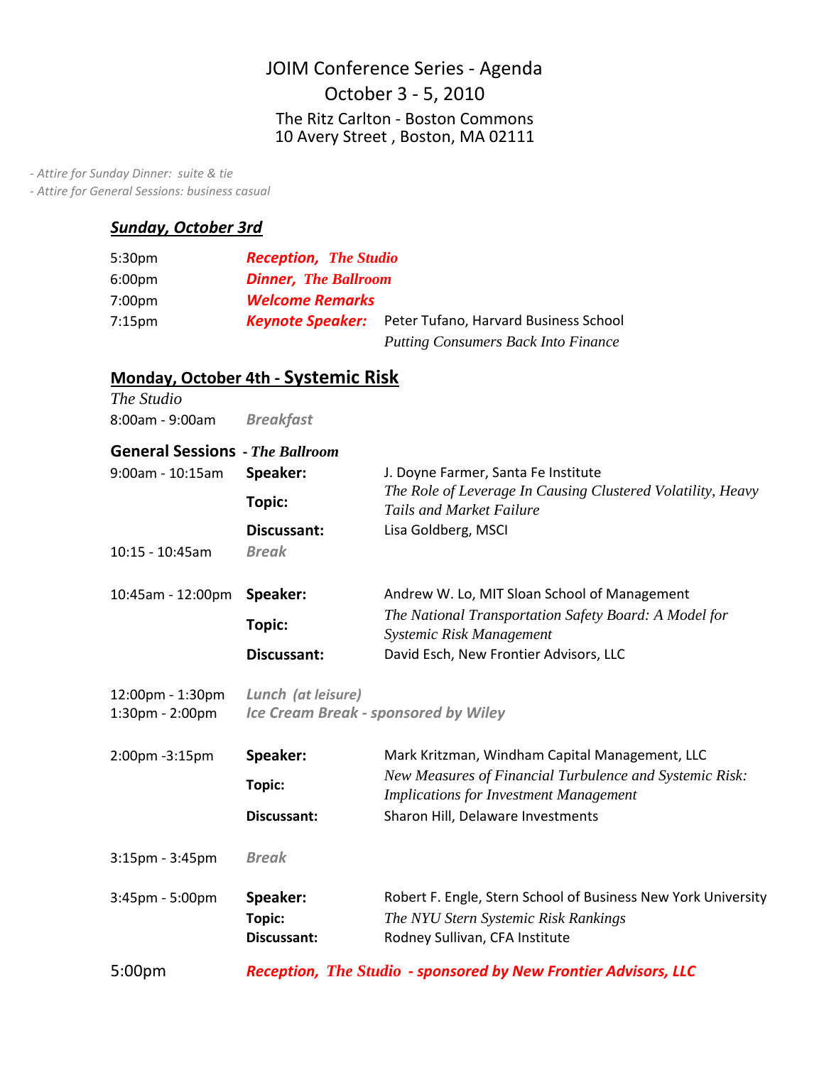# JOIM Conference Series - Agenda

## October 3 - 5, 2010

### The Ritz Carlton - Boston Commons
### 10 Avery Street , Boston, MA 02111

*- Attire for Sunday Dinner: suite & tie*
*- Attire for General Sessions: business casual*

## ***Sunday, October 3rd***

| | | |
|---|---|---|
| 5:30pm | ***Reception, The Studio*** | |
| 6:00pm | ***Dinner, The Ballroom*** | |
| 7:00pm | ***Welcome Remarks*** | |
| 7:15pm | ***Keynote Speaker:*** | Peter Tufano, Harvard Business School<br>*Putting Consumers Back Into Finance* |

## Monday, October 4th - Systemic Risk

*The Studio*

| | | |
|---|---|---|
| 8:00am - 9:00am | ***Breakfast*** | |

### General Sessions - *The Ballroom*

| | | |
|---|---|---|
| 9:00am - 10:15am | **Speaker:** | J. Doyne Farmer, Santa Fe Institute |
| | **Topic:** | *The Role of Leverage In Causing Clustered Volatility, Heavy Tails and Market Failure* |
| | **Discussant:** | Lisa Goldberg, MSCI |
| 10:15 - 10:45am | ***Break*** | |
| 10:45am - 12:00pm | **Speaker:** | Andrew W. Lo, MIT Sloan School of Management |
| | **Topic:** | *The National Transportation Safety Board: A Model for Systemic Risk Management* |
| | **Discussant:** | David Esch, New Frontier Advisors, LLC |
| 12:00pm - 1:30pm | ***Lunch (at leisure)*** | |
| 1:30pm - 2:00pm | ***Ice Cream Break - sponsored by Wiley*** | |
| 2:00pm -3:15pm | **Speaker:** | Mark Kritzman, Windham Capital Management, LLC |
| | **Topic:** | *New Measures of Financial Turbulence and Systemic Risk: Implications for Investment Management* |
| | **Discussant:** | Sharon Hill, Delaware Investments |
| 3:15pm - 3:45pm | ***Break*** | |
| 3:45pm - 5:00pm | **Speaker:** | Robert F. Engle, Stern School of Business New York University |
| | **Topic:** | *The NYU Stern Systemic Risk Rankings* |
| | **Discussant:** | Rodney Sullivan, CFA Institute |
| 5:00pm | ***Reception, The Studio - sponsored by New Frontier Advisors, LLC*** | |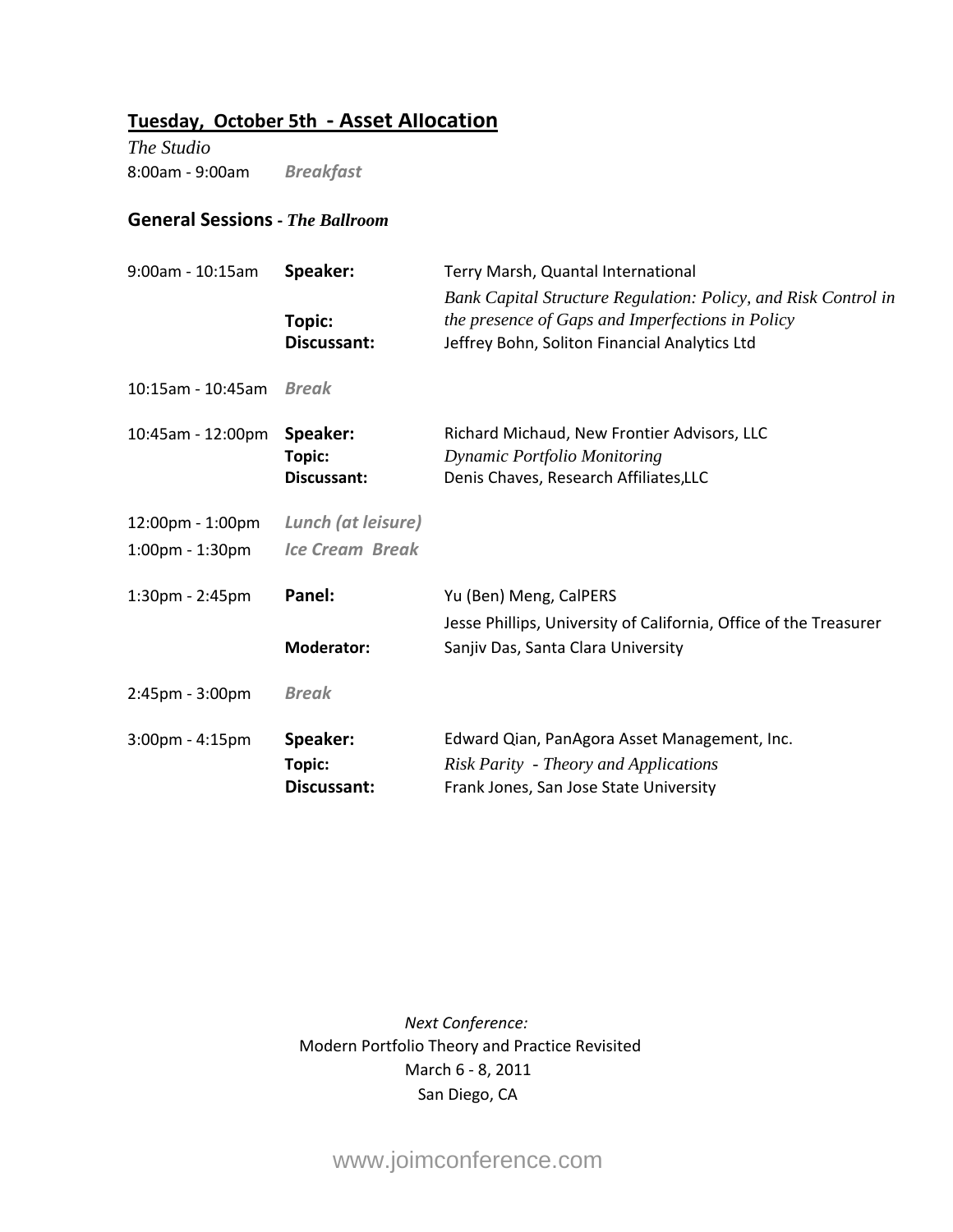## Tuesday, October 5th - Asset Allocation

*The Studio*

8:00am - 9:00am *Breakfast*

### General Sessions - *The Ballroom*

| | | |
|---|---|---|
| 9:00am - 10:15am | **Speaker:** | Terry Marsh, Quantal International |
| | **Topic:** | *Bank Capital Structure Regulation: Policy, and Risk Control in the presence of Gaps and Imperfections in Policy* |
| | **Discussant:** | Jeffrey Bohn, Soliton Financial Analytics Ltd |
| 10:15am - 10:45am | *Break* | |
| 10:45am - 12:00pm | **Speaker:** | Richard Michaud, New Frontier Advisors, LLC |
| | **Topic:** | *Dynamic Portfolio Monitoring* |
| | **Discussant:** | Denis Chaves, Research Affiliates,LLC |
| 12:00pm - 1:00pm | *Lunch (at leisure)* | |
| 1:00pm - 1:30pm | *Ice Cream Break* | |
| 1:30pm - 2:45pm | **Panel:** | Yu (Ben) Meng, CalPERS |
| | | Jesse Phillips, University of California, Office of the Treasurer |
| | **Moderator:** | Sanjiv Das, Santa Clara University |
| 2:45pm - 3:00pm | *Break* | |
| 3:00pm - 4:15pm | **Speaker:** | Edward Qian, PanAgora Asset Management, Inc. |
| | **Topic:** | *Risk Parity - Theory and Applications* |
| | **Discussant:** | Frank Jones, San Jose State University |

*Next Conference:*
Modern Portfolio Theory and Practice Revisited
March 6 - 8, 2011
San Diego, CA

www.joimconference.com